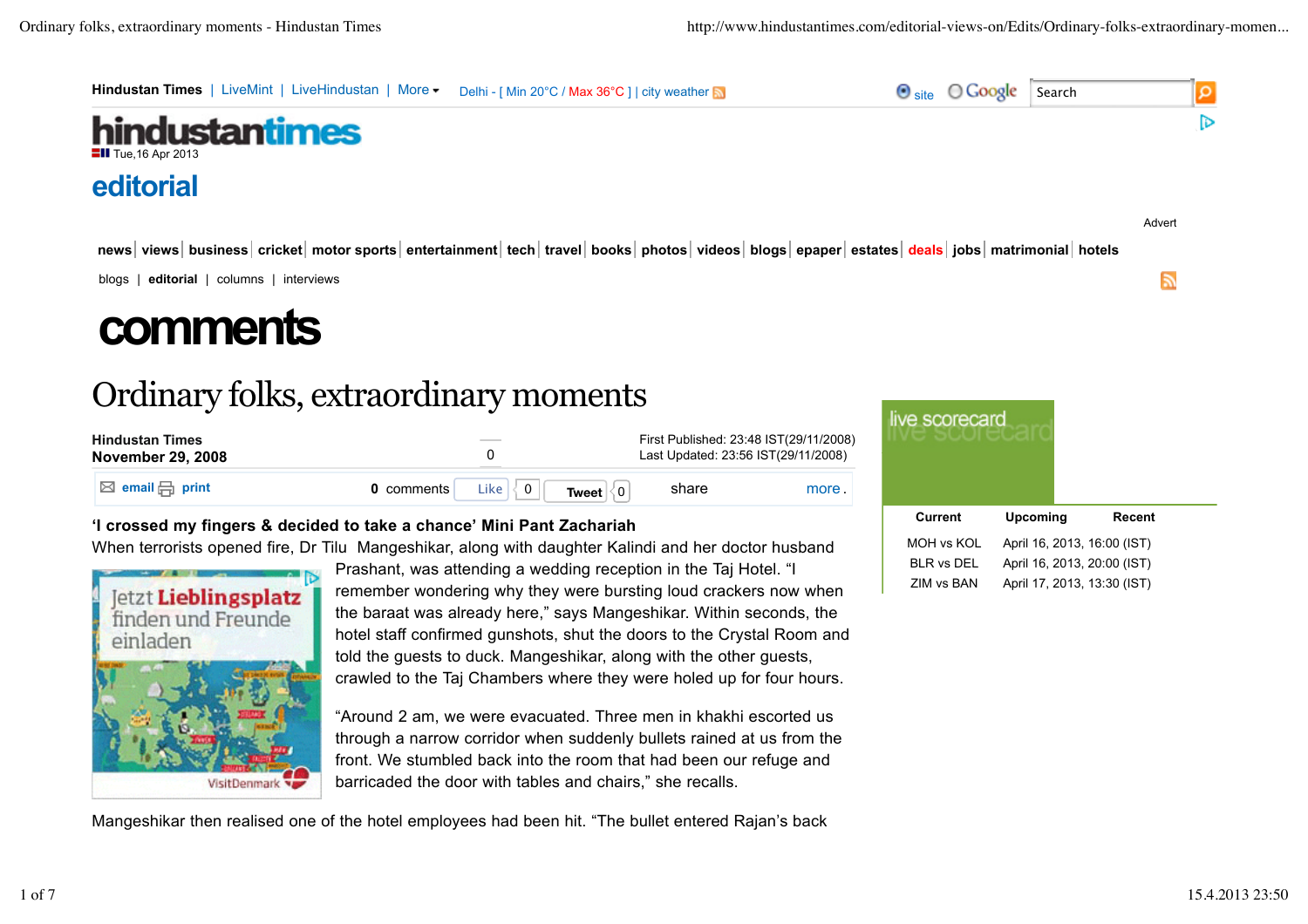# Ordinary folks, extraordinary moments

Hindustan Times
November 29, 2008

First Published: 23:48 IST(29/11/2008)
Last Updated: 23:56 IST(29/11/2008)

**'I crossed my fingers & decided to take a chance' Mini Pant Zachariah**

When terrorists opened fire, Dr Tilu Mangeshikar, along with daughter Kalindi and her doctor husband Prashant, was attending a wedding reception in the Taj Hotel. "I remember wondering why they were bursting loud crackers now when the baraat was already here," says Mangeshikar. Within seconds, the hotel staff confirmed gunshots, shut the doors to the Crystal Room and told the guests to duck. Mangeshikar, along with the other guests, crawled to the Taj Chambers where they were holed up for four hours.

"Around 2 am, we were evacuated. Three men in khakhi escorted us through a narrow corridor when suddenly bullets rained at us from the front. We stumbled back into the room that had been our refuge and barricaded the door with tables and chairs," she recalls.

Mangeshikar then realised one of the hotel employees had been hit. "The bullet entered Rajan's back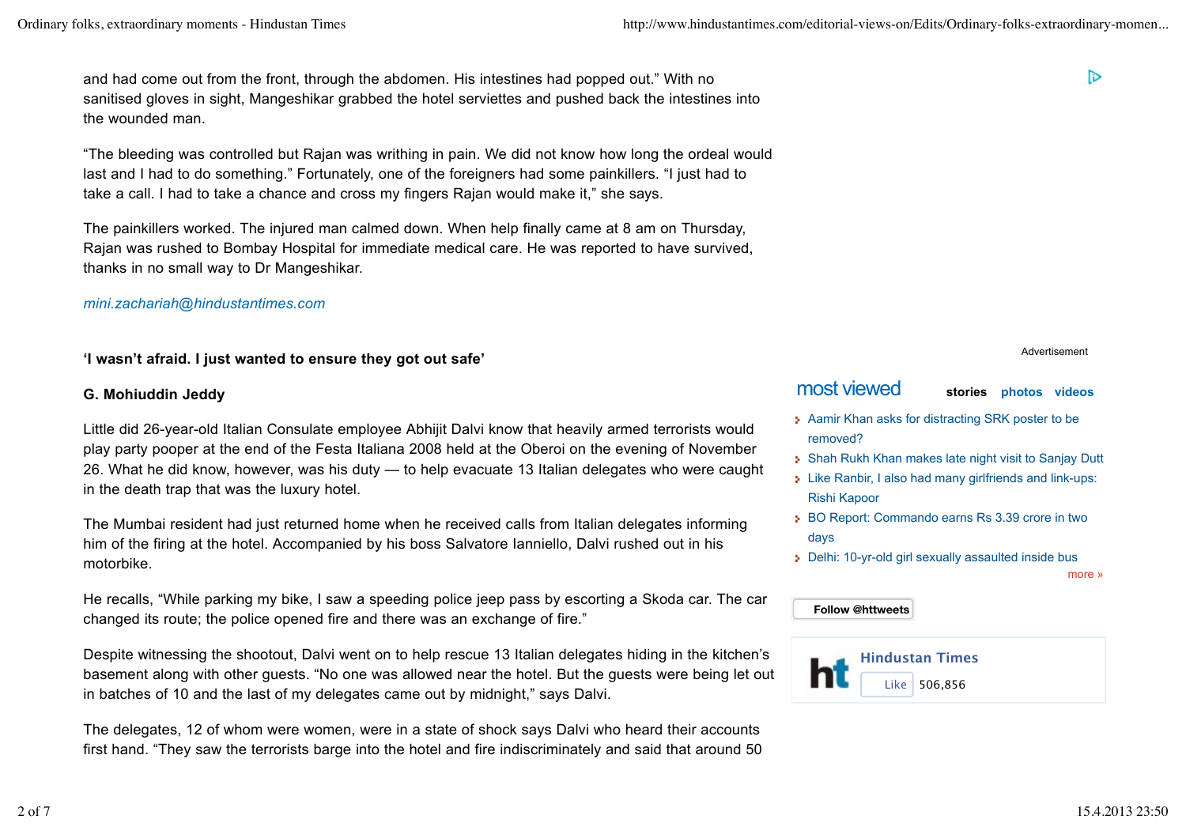and had come out from the front, through the abdomen. His intestines had popped out." With no sanitised gloves in sight, Mangeshikar grabbed the hotel serviettes and pushed back the intestines into the wounded man.

"The bleeding was controlled but Rajan was writhing in pain. We did not know how long the ordeal would last and I had to do something." Fortunately, one of the foreigners had some painkillers. "I just had to take a call. I had to take a chance and cross my fingers Rajan would make it," she says.

The painkillers worked. The injured man calmed down. When help finally came at 8 am on Thursday, Rajan was rushed to Bombay Hospital for immediate medical care. He was reported to have survived, thanks in no small way to Dr Mangeshikar.

*mini.zachariah@hindustantimes.com*

**'I wasn't afraid. I just wanted to ensure they got out safe'**

**G. Mohiuddin Jeddy**

Little did 26-year-old Italian Consulate employee Abhijit Dalvi know that heavily armed terrorists would play party pooper at the end of the Festa Italiana 2008 held at the Oberoi on the evening of November 26. What he did know, however, was his duty — to help evacuate 13 Italian delegates who were caught in the death trap that was the luxury hotel.

The Mumbai resident had just returned home when he received calls from Italian delegates informing him of the firing at the hotel. Accompanied by his boss Salvatore Ianniello, Dalvi rushed out in his motorbike.

He recalls, "While parking my bike, I saw a speeding police jeep pass by escorting a Skoda car. The car changed its route; the police opened fire and there was an exchange of fire."

Despite witnessing the shootout, Dalvi went on to help rescue 13 Italian delegates hiding in the kitchen's basement along with other guests. "No one was allowed near the hotel. But the guests were being let out in batches of 10 and the last of my delegates came out by midnight," says Dalvi.

The delegates, 12 of whom were women, were in a state of shock says Dalvi who heard their accounts first hand. "They saw the terrorists barge into the hotel and fire indiscriminately and said that around 50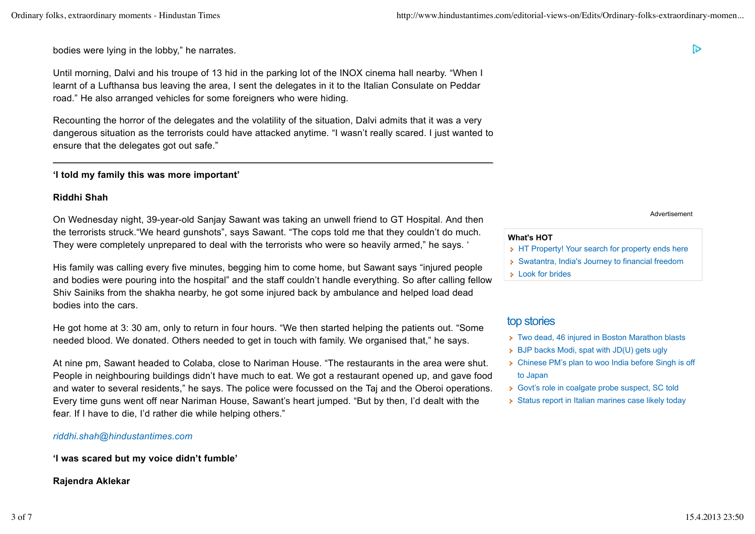bodies were lying in the lobby," he narrates.

Until morning, Dalvi and his troupe of 13 hid in the parking lot of the INOX cinema hall nearby. "When I learnt of a Lufthansa bus leaving the area, I sent the delegates in it to the Italian Consulate on Peddar road." He also arranged vehicles for some foreigners who were hiding.

Recounting the horror of the delegates and the volatility of the situation, Dalvi admits that it was a very dangerous situation as the terrorists could have attacked anytime. "I wasn't really scared. I just wanted to ensure that the delegates got out safe."

---

**'I told my family this was more important'**

**Riddhi Shah**

On Wednesday night, 39-year-old Sanjay Sawant was taking an unwell friend to GT Hospital. And then the terrorists struck."We heard gunshots", says Sawant. "The cops told me that they couldn't do much. They were completely unprepared to deal with the terrorists who were so heavily armed," he says. '

His family was calling every five minutes, begging him to come home, but Sawant says "injured people and bodies were pouring into the hospital" and the staff couldn't handle everything. So after calling fellow Shiv Sainiks from the shakha nearby, he got some injured back by ambulance and helped load dead bodies into the cars.

He got home at 3: 30 am, only to return in four hours. "We then started helping the patients out. "Some needed blood. We donated. Others needed to get in touch with family. We organised that," he says.

At nine pm, Sawant headed to Colaba, close to Nariman House. "The restaurants in the area were shut. People in neighbouring buildings didn't have much to eat. We got a restaurant opened up, and gave food and water to several residents," he says. The police were focussed on the Taj and the Oberoi operations. Every time guns went off near Nariman House, Sawant's heart jumped. "But by then, I'd dealt with the fear. If I have to die, I'd rather die while helping others."

*riddhi.shah@hindustantimes.com*

**'I was scared but my voice didn't fumble'**

**Rajendra Aklekar**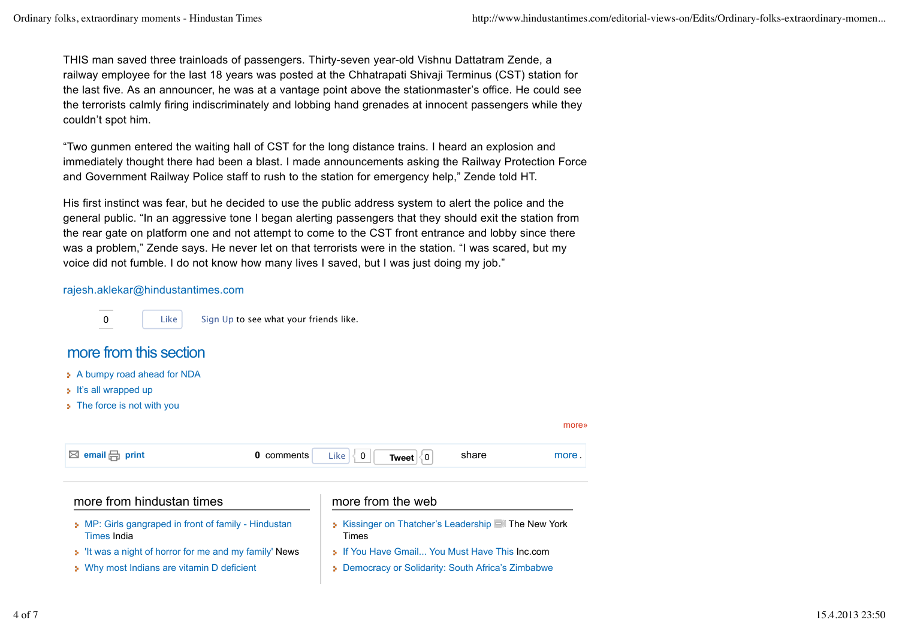THIS man saved three trainloads of passengers. Thirty-seven year-old Vishnu Dattatram Zende, a railway employee for the last 18 years was posted at the Chhatrapati Shivaji Terminus (CST) station for the last five. As an announcer, he was at a vantage point above the stationmaster's office. He could see the terrorists calmly firing indiscriminately and lobbing hand grenades at innocent passengers while they couldn't spot him.

"Two gunmen entered the waiting hall of CST for the long distance trains. I heard an explosion and immediately thought there had been a blast. I made announcements asking the Railway Protection Force and Government Railway Police staff to rush to the station for emergency help," Zende told HT.

His first instinct was fear, but he decided to use the public address system to alert the police and the general public. "In an aggressive tone I began alerting passengers that they should exit the station from the rear gate on platform one and not attempt to come to the CST front entrance and lobby since there was a problem," Zende says. He never let on that terrorists were in the station. "I was scared, but my voice did not fumble. I do not know how many lives I saved, but I was just doing my job."

rajesh.aklekar@hindustantimes.com

0 Like Sign Up to see what your friends like.

## more from this section

- A bumpy road ahead for NDA
- It's all wrapped up
- The force is not with you

more»

email print 0 comments Like 0 Tweet 0 share more.

### more from hindustan times

- MP: Girls gangraped in front of family - Hindustan Times India
- 'It was a night of horror for me and my family' News
- Why most Indians are vitamin D deficient

### more from the web

- Kissinger on Thatcher's Leadership The New York Times
- If You Have Gmail... You Must Have This Inc.com
- Democracy or Solidarity: South Africa's Zimbabwe